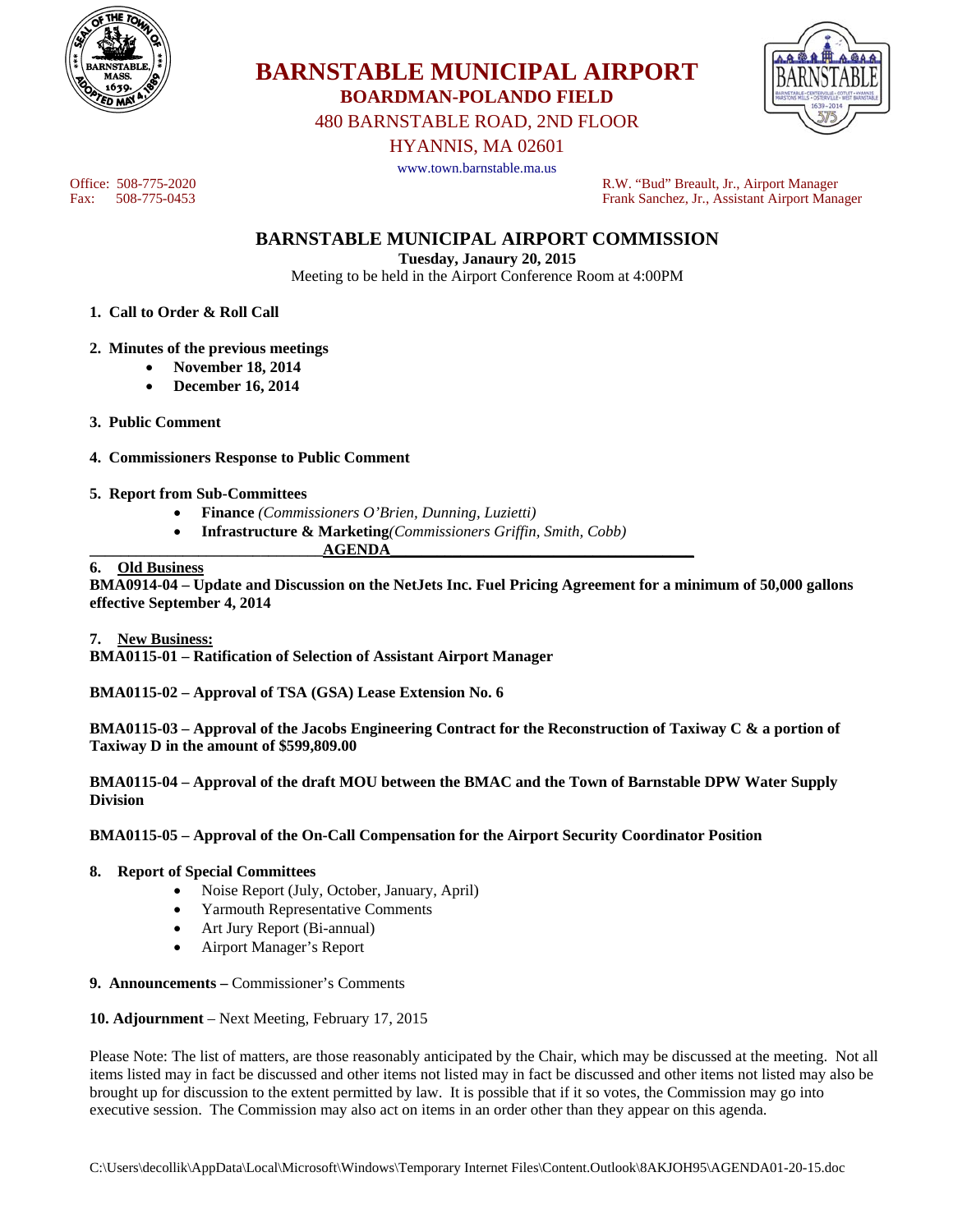# BARNSTABLE MUNICIPAL AIRPORT

## BOARDMAN-POLANDO FIELD

480 BARNSTABLE ROAD, 2ND FLOOR

HYANNIS, MA 02601

www.town.barnstable.ma.us

Office: 508-775-2020
Fax: 508-775-0453

R.W. "Bud" Breault, Jr., Airport Manager
Frank Sanchez, Jr., Assistant Airport Manager

## BARNSTABLE MUNICIPAL AIRPORT COMMISSION

**Tuesday, Janaury 20, 2015**

Meeting to be held in the Airport Conference Room at 4:00PM

1. **Call to Order & Roll Call**

2. **Minutes of the previous meetings**
   - **November 18, 2014**
   - **December 16, 2014**

3. **Public Comment**

4. **Commissioners Response to Public Comment**

5. **Report from Sub-Committees**
   - **Finance** *(Commissioners O'Brien, Dunning, Luzietti)*
   - **Infrastructure & Marketing***(Commissioners Griffin, Smith, Cobb)*

**AGENDA**

6. **Old Business**

**BMA0914-04 – Update and Discussion on the NetJets Inc. Fuel Pricing Agreement for a minimum of 50,000 gallons effective September 4, 2014**

7. **New Business:**

**BMA0115-01 – Ratification of Selection of Assistant Airport Manager**

**BMA0115-02 – Approval of TSA (GSA) Lease Extension No. 6**

**BMA0115-03 – Approval of the Jacobs Engineering Contract for the Reconstruction of Taxiway C & a portion of Taxiway D in the amount of $599,809.00**

**BMA0115-04 – Approval of the draft MOU between the BMAC and the Town of Barnstable DPW Water Supply Division**

**BMA0115-05 – Approval of the On-Call Compensation for the Airport Security Coordinator Position**

8. **Report of Special Committees**
   - Noise Report (July, October, January, April)
   - Yarmouth Representative Comments
   - Art Jury Report (Bi-annual)
   - Airport Manager's Report

9. **Announcements –** Commissioner's Comments

10. **Adjournment** – Next Meeting, February 17, 2015

Please Note: The list of matters, are those reasonably anticipated by the Chair, which may be discussed at the meeting. Not all items listed may in fact be discussed and other items not listed may in fact be discussed and other items not listed may also be brought up for discussion to the extent permitted by law. It is possible that if it so votes, the Commission may go into executive session. The Commission may also act on items in an order other than they appear on this agenda.

C:\Users\decollik\AppData\Local\Microsoft\Windows\Temporary Internet Files\Content.Outlook\8AKJOH95\AGENDA01-20-15.doc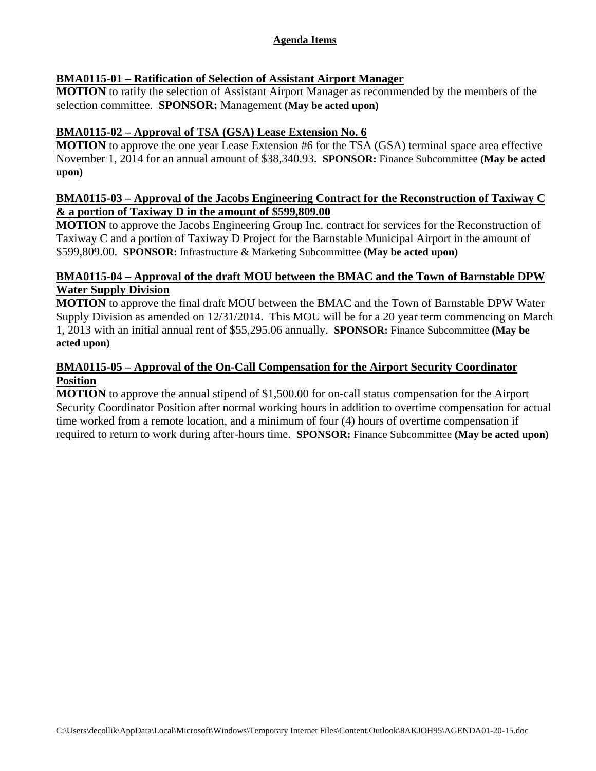## Agenda Items

### BMA0115-01 – Ratification of Selection of Assistant Airport Manager

**MOTION** to ratify the selection of Assistant Airport Manager as recommended by the members of the selection committee. **SPONSOR:** Management **(May be acted upon)**

### BMA0115-02 – Approval of TSA (GSA) Lease Extension No. 6

**MOTION** to approve the one year Lease Extension #6 for the TSA (GSA) terminal space area effective November 1, 2014 for an annual amount of $38,340.93. **SPONSOR:** Finance Subcommittee **(May be acted upon)**

### BMA0115-03 – Approval of the Jacobs Engineering Contract for the Reconstruction of Taxiway C & a portion of Taxiway D in the amount of $599,809.00

**MOTION** to approve the Jacobs Engineering Group Inc. contract for services for the Reconstruction of Taxiway C and a portion of Taxiway D Project for the Barnstable Municipal Airport in the amount of $599,809.00. **SPONSOR:** Infrastructure & Marketing Subcommittee **(May be acted upon)**

### BMA0115-04 – Approval of the draft MOU between the BMAC and the Town of Barnstable DPW Water Supply Division

**MOTION** to approve the final draft MOU between the BMAC and the Town of Barnstable DPW Water Supply Division as amended on 12/31/2014. This MOU will be for a 20 year term commencing on March 1, 2013 with an initial annual rent of $55,295.06 annually. **SPONSOR:** Finance Subcommittee **(May be acted upon)**

### BMA0115-05 – Approval of the On-Call Compensation for the Airport Security Coordinator Position

**MOTION** to approve the annual stipend of $1,500.00 for on-call status compensation for the Airport Security Coordinator Position after normal working hours in addition to overtime compensation for actual time worked from a remote location, and a minimum of four (4) hours of overtime compensation if required to return to work during after-hours time. **SPONSOR:** Finance Subcommittee **(May be acted upon)**

C:\Users\decollik\AppData\Local\Microsoft\Windows\Temporary Internet Files\Content.Outlook\8AKJOH95\AGENDA01-20-15.doc